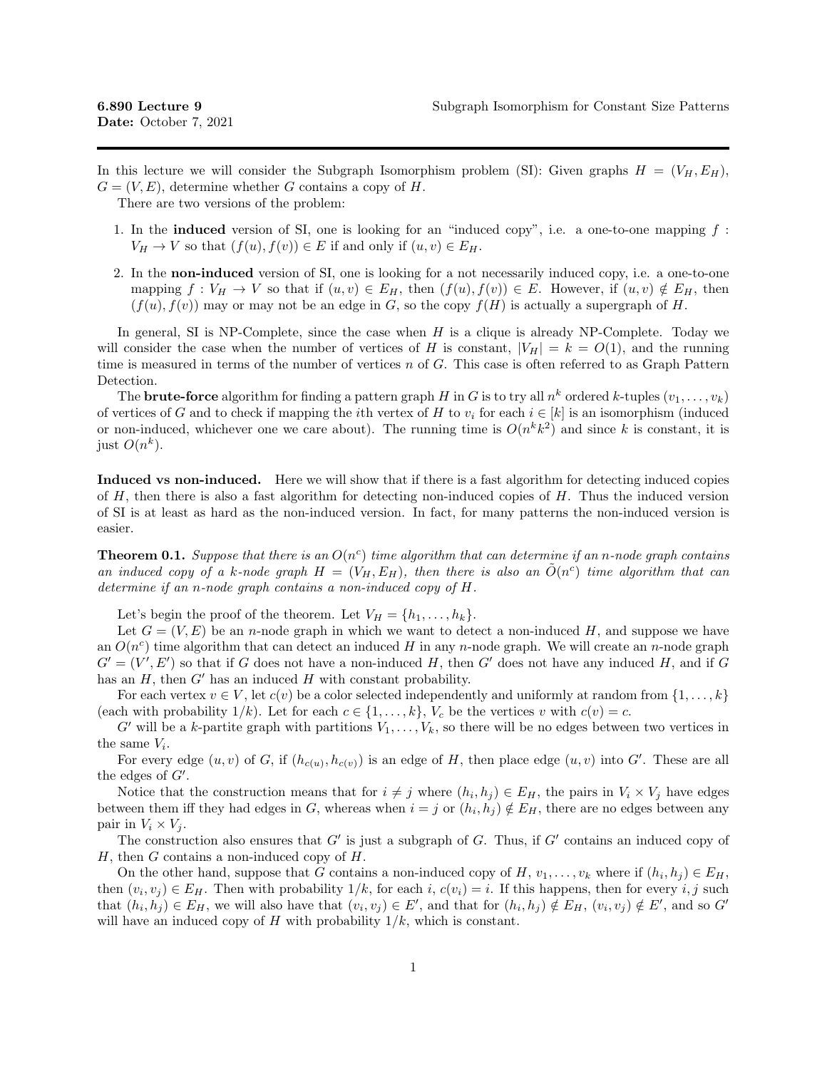**6.890 Lecture 9** Subgraph Isomorphism for Constant Size Patterns
**Date:** October 7, 2021

---

In this lecture we will consider the Subgraph Isomorphism problem (SI): Given graphs $H = (V_H, E_H)$, $G = (V, E)$, determine whether $G$ contains a copy of $H$.

There are two versions of the problem:

1. In the **induced** version of SI, one is looking for an "induced copy", i.e. a one-to-one mapping $f : V_H \to V$ so that $(f(u), f(v)) \in E$ if and only if $(u, v) \in E_H$.
2. In the **non-induced** version of SI, one is looking for a not necessarily induced copy, i.e. a one-to-one mapping $f : V_H \to V$ so that if $(u, v) \in E_H$, then $(f(u), f(v)) \in E$. However, if $(u, v) \notin E_H$, then $(f(u), f(v))$ may or may not be an edge in $G$, so the copy $f(H)$ is actually a supergraph of $H$.

In general, SI is NP-Complete, since the case when $H$ is a clique is already NP-Complete. Today we will consider the case when the number of vertices of $H$ is constant, $|V_H| = k = O(1)$, and the running time is measured in terms of the number of vertices $n$ of $G$. This case is often referred to as Graph Pattern Detection.

The **brute-force** algorithm for finding a pattern graph $H$ in $G$ is to try all $n^k$ ordered $k$-tuples $(v_1, \ldots, v_k)$ of vertices of $G$ and to check if mapping the $i$th vertex of $H$ to $v_i$ for each $i \in [k]$ is an isomorphism (induced or non-induced, whichever one we care about). The running time is $O(n^k k^2)$ and since $k$ is constant, it is just $O(n^k)$.

**Induced vs non-induced.** Here we will show that if there is a fast algorithm for detecting induced copies of $H$, then there is also a fast algorithm for detecting non-induced copies of $H$. Thus the induced version of SI is at least as hard as the non-induced version. In fact, for many patterns the non-induced version is easier.

**Theorem 0.1.** *Suppose that there is an $O(n^c)$ time algorithm that can determine if an $n$-node graph contains an induced copy of a $k$-node graph $H = (V_H, E_H)$, then there is also an $\tilde{O}(n^c)$ time algorithm that can determine if an $n$-node graph contains a non-induced copy of $H$.*

Let's begin the proof of the theorem. Let $V_H = \{h_1, \ldots, h_k\}$.

Let $G = (V, E)$ be an $n$-node graph in which we want to detect a non-induced $H$, and suppose we have an $O(n^c)$ time algorithm that can detect an induced $H$ in any $n$-node graph. We will create an $n$-node graph $G' = (V', E')$ so that if $G$ does not have a non-induced $H$, then $G'$ does not have any induced $H$, and if $G$ has an $H$, then $G'$ has an induced $H$ with constant probability.

For each vertex $v \in V$, let $c(v)$ be a color selected independently and uniformly at random from $\{1, \ldots, k\}$ (each with probability $1/k$). Let for each $c \in \{1, \ldots, k\}$, $V_c$ be the vertices $v$ with $c(v) = c$.

$G'$ will be a $k$-partite graph with partitions $V_1, \ldots, V_k$, so there will be no edges between two vertices in the same $V_i$.

For every edge $(u, v)$ of $G$, if $(h_{c(u)}, h_{c(v)})$ is an edge of $H$, then place edge $(u, v)$ into $G'$. These are all the edges of $G'$.

Notice that the construction means that for $i \neq j$ where $(h_i, h_j) \in E_H$, the pairs in $V_i \times V_j$ have edges between them iff they had edges in $G$, whereas when $i = j$ or $(h_i, h_j) \notin E_H$, there are no edges between any pair in $V_i \times V_j$.

The construction also ensures that $G'$ is just a subgraph of $G$. Thus, if $G'$ contains an induced copy of $H$, then $G$ contains a non-induced copy of $H$.

On the other hand, suppose that $G$ contains a non-induced copy of $H$, $v_1, \ldots, v_k$ where if $(h_i, h_j) \in E_H$, then $(v_i, v_j) \in E_H$. Then with probability $1/k$, for each $i$, $c(v_i) = i$. If this happens, then for every $i, j$ such that $(h_i, h_j) \in E_H$, we will also have that $(v_i, v_j) \in E'$, and that for $(h_i, h_j) \notin E_H$, $(v_i, v_j) \notin E'$, and so $G'$ will have an induced copy of $H$ with probability $1/k$, which is constant.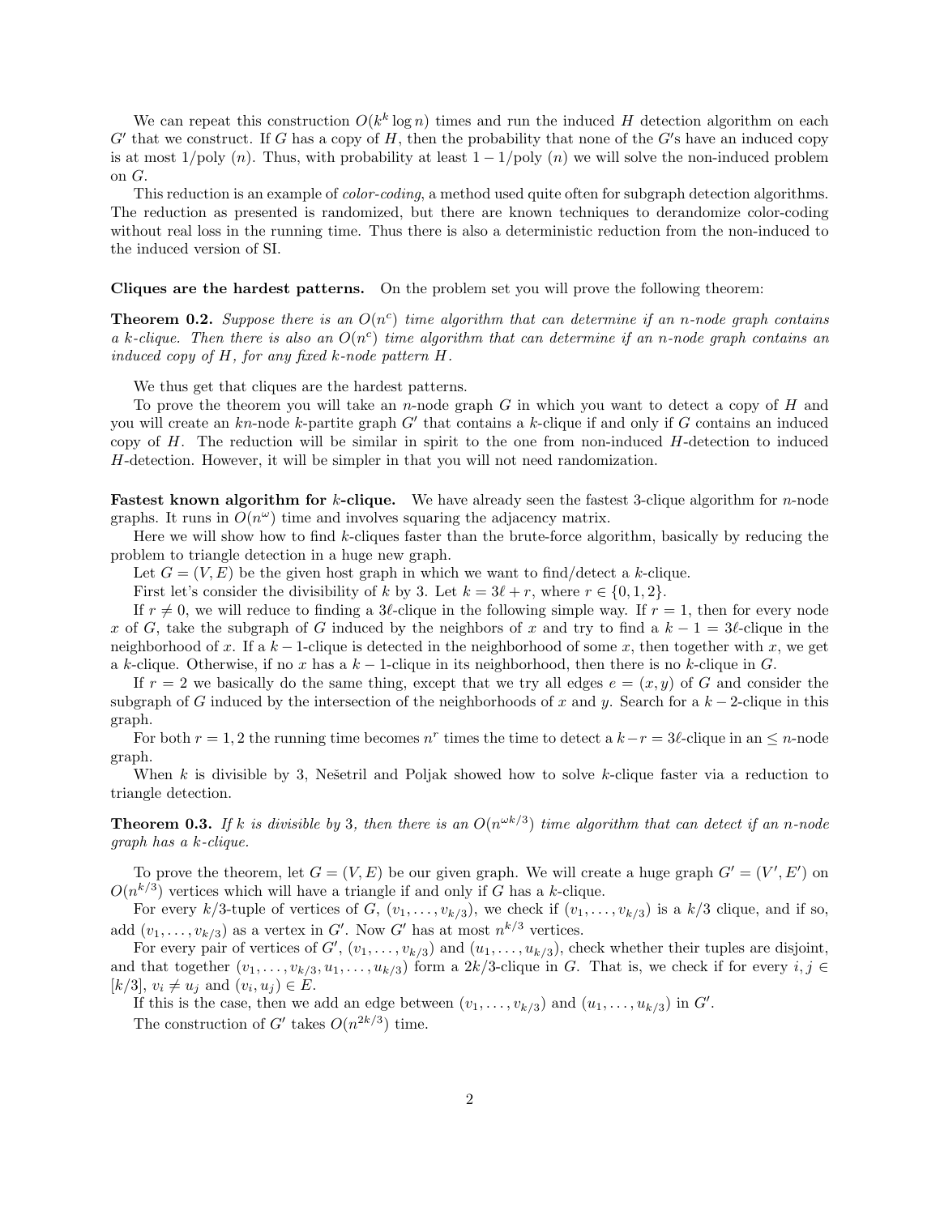We can repeat this construction $O(k^k \log n)$ times and run the induced $H$ detection algorithm on each $G'$ that we construct. If $G$ has a copy of $H$, then the probability that none of the $G'$s have an induced copy is at most $1/\text{poly}(n)$. Thus, with probability at least $1 - 1/\text{poly}(n)$ we will solve the non-induced problem on $G$.

This reduction is an example of *color-coding*, a method used quite often for subgraph detection algorithms. The reduction as presented is randomized, but there are known techniques to derandomize color-coding without real loss in the running time. Thus there is also a deterministic reduction from the non-induced to the induced version of SI.

**Cliques are the hardest patterns.** On the problem set you will prove the following theorem:

**Theorem 0.2.** *Suppose there is an $O(n^c)$ time algorithm that can determine if an $n$-node graph contains a $k$-clique. Then there is also an $O(n^c)$ time algorithm that can determine if an $n$-node graph contains an induced copy of $H$, for any fixed $k$-node pattern $H$.*

We thus get that cliques are the hardest patterns.

To prove the theorem you will take an $n$-node graph $G$ in which you want to detect a copy of $H$ and you will create an $kn$-node $k$-partite graph $G'$ that contains a $k$-clique if and only if $G$ contains an induced copy of $H$. The reduction will be similar in spirit to the one from non-induced $H$-detection to induced $H$-detection. However, it will be simpler in that you will not need randomization.

**Fastest known algorithm for $k$-clique.** We have already seen the fastest 3-clique algorithm for $n$-node graphs. It runs in $O(n^\omega)$ time and involves squaring the adjacency matrix.

Here we will show how to find $k$-cliques faster than the brute-force algorithm, basically by reducing the problem to triangle detection in a huge new graph.

Let $G = (V, E)$ be the given host graph in which we want to find/detect a $k$-clique.

First let's consider the divisibility of $k$ by 3. Let $k = 3\ell + r$, where $r \in \{0, 1, 2\}$.

If $r \neq 0$, we will reduce to finding a $3\ell$-clique in the following simple way. If $r = 1$, then for every node $x$ of $G$, take the subgraph of $G$ induced by the neighbors of $x$ and try to find a $k - 1 = 3\ell$-clique in the neighborhood of $x$. If a $k-1$-clique is detected in the neighborhood of some $x$, then together with $x$, we get a $k$-clique. Otherwise, if no $x$ has a $k-1$-clique in its neighborhood, then there is no $k$-clique in $G$.

If $r = 2$ we basically do the same thing, except that we try all edges $e = (x, y)$ of $G$ and consider the subgraph of $G$ induced by the intersection of the neighborhoods of $x$ and $y$. Search for a $k-2$-clique in this graph.

For both $r = 1, 2$ the running time becomes $n^r$ times the time to detect a $k - r = 3\ell$-clique in an $\leq n$-node graph.

When $k$ is divisible by 3, Nešetril and Poljak showed how to solve $k$-clique faster via a reduction to triangle detection.

**Theorem 0.3.** *If $k$ is divisible by 3, then there is an $O(n^{\omega k/3})$ time algorithm that can detect if an $n$-node graph has a $k$-clique.*

To prove the theorem, let $G = (V, E)$ be our given graph. We will create a huge graph $G' = (V', E')$ on $O(n^{k/3})$ vertices which will have a triangle if and only if $G$ has a $k$-clique.

For every $k/3$-tuple of vertices of $G$, $(v_1, \ldots, v_{k/3})$, we check if $(v_1, \ldots, v_{k/3})$ is a $k/3$ clique, and if so, add $(v_1, \ldots, v_{k/3})$ as a vertex in $G'$. Now $G'$ has at most $n^{k/3}$ vertices.

For every pair of vertices of $G'$, $(v_1, \ldots, v_{k/3})$ and $(u_1, \ldots, u_{k/3})$, check whether their tuples are disjoint, and that together $(v_1, \ldots, v_{k/3}, u_1, \ldots, u_{k/3})$ form a $2k/3$-clique in $G$. That is, we check if for every $i, j \in [k/3]$, $v_i \neq u_j$ and $(v_i, u_j) \in E$.

If this is the case, then we add an edge between $(v_1, \ldots, v_{k/3})$ and $(u_1, \ldots, u_{k/3})$ in $G'$.

The construction of $G'$ takes $O(n^{2k/3})$ time.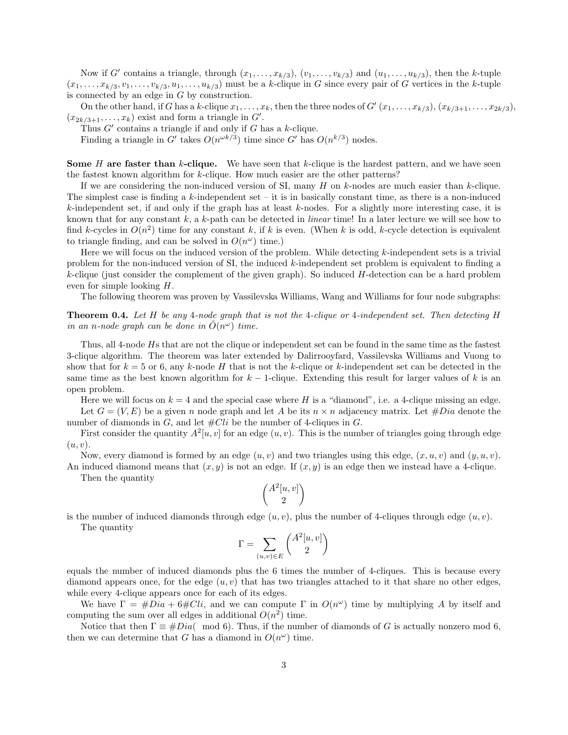Now if $G'$ contains a triangle, through $(x_1, \ldots, x_{k/3})$, $(v_1, \ldots, v_{k/3})$ and $(u_1, \ldots, u_{k/3})$, then the $k$-tuple $(x_1, \ldots, x_{k/3}, v_1, \ldots, v_{k/3}, u_1, \ldots, u_{k/3})$ must be a $k$-clique in $G$ since every pair of $G$ vertices in the $k$-tuple is connected by an edge in $G$ by construction.

On the other hand, if $G$ has a $k$-clique $x_1, \ldots, x_k$, then the three nodes of $G'$ $(x_1, \ldots, x_{k/3})$, $(x_{k/3+1}, \ldots, x_{2k/3})$, $(x_{2k/3+1}, \ldots, x_k)$ exist and form a triangle in $G'$.

Thus $G'$ contains a triangle if and only if $G$ has a $k$-clique.

Finding a triangle in $G'$ takes $O(n^{\omega k/3})$ time since $G'$ has $O(n^{k/3})$ nodes.

**Some $H$ are faster than $k$-clique.** We have seen that $k$-clique is the hardest pattern, and we have seen the fastest known algorithm for $k$-clique. How much easier are the other patterns?

If we are considering the non-induced version of SI, many $H$ on $k$-nodes are much easier than $k$-clique. The simplest case is finding a $k$-independent set – it is in basically constant time, as there is a non-induced $k$-independent set, if and only if the graph has at least $k$-nodes. For a slightly more interesting case, it is known that for any constant $k$, a $k$-path can be detected in *linear* time! In a later lecture we will see how to find $k$-cycles in $O(n^2)$ time for any constant $k$, if $k$ is even. (When $k$ is odd, $k$-cycle detection is equivalent to triangle finding, and can be solved in $O(n^\omega)$ time.)

Here we will focus on the induced version of the problem. While detecting $k$-independent sets is a trivial problem for the non-induced version of SI, the induced $k$-independent set problem is equivalent to finding a $k$-clique (just consider the complement of the given graph). So induced $H$-detection can be a hard problem even for simple looking $H$.

The following theorem was proven by Vassilevska Williams, Wang and Williams for four node subgraphs:

**Theorem 0.4.** *Let $H$ be any 4-node graph that is not the 4-clique or 4-independent set. Then detecting $H$ in an $n$-node graph can be done in $\tilde{O}(n^\omega)$ time.*

Thus, all 4-node $H$s that are not the clique or independent set can be found in the same time as the fastest 3-clique algorithm. The theorem was later extended by Dalirrooyfard, Vassilevska Williams and Vuong to show that for $k = 5$ or 6, any $k$-node $H$ that is not the $k$-clique or $k$-independent set can be detected in the same time as the best known algorithm for $k-1$-clique. Extending this result for larger values of $k$ is an open problem.

Here we will focus on $k = 4$ and the special case where $H$ is a "diamond", i.e. a 4-clique missing an edge.

Let $G = (V, E)$ be a given $n$ node graph and let $A$ be its $n \times n$ adjacency matrix. Let $\#Dia$ denote the number of diamonds in $G$, and let $\#Cli$ be the number of 4-cliques in $G$.

First consider the quantity $A^2[u, v]$ for an edge $(u, v)$. This is the number of triangles going through edge $(u, v)$.

Now, every diamond is formed by an edge $(u, v)$ and two triangles using this edge, $(x, u, v)$ and $(y, u, v)$. An induced diamond means that $(x, y)$ is not an edge. If $(x, y)$ is an edge then we instead have a 4-clique.

Then the quantity

$$\binom{A^2[u, v]}{2}$$

is the number of induced diamonds through edge $(u, v)$, plus the number of 4-cliques through edge $(u, v)$.

The quantity

$$\Gamma = \sum_{(u,v) \in E} \binom{A^2[u, v]}{2}$$

equals the number of induced diamonds plus the 6 times the number of 4-cliques. This is because every diamond appears once, for the edge $(u, v)$ that has two triangles attached to it that share no other edges, while every 4-clique appears once for each of its edges.

We have $\Gamma = \#Dia + 6\#Cli$, and we can compute $\Gamma$ in $O(n^\omega)$ time by multiplying $A$ by itself and computing the sum over all edges in additional $O(n^2)$ time.

Notice that then $\Gamma \equiv \#Dia( \mod 6)$. Thus, if the number of diamonds of $G$ is actually nonzero mod 6, then we can determine that $G$ has a diamond in $O(n^\omega)$ time.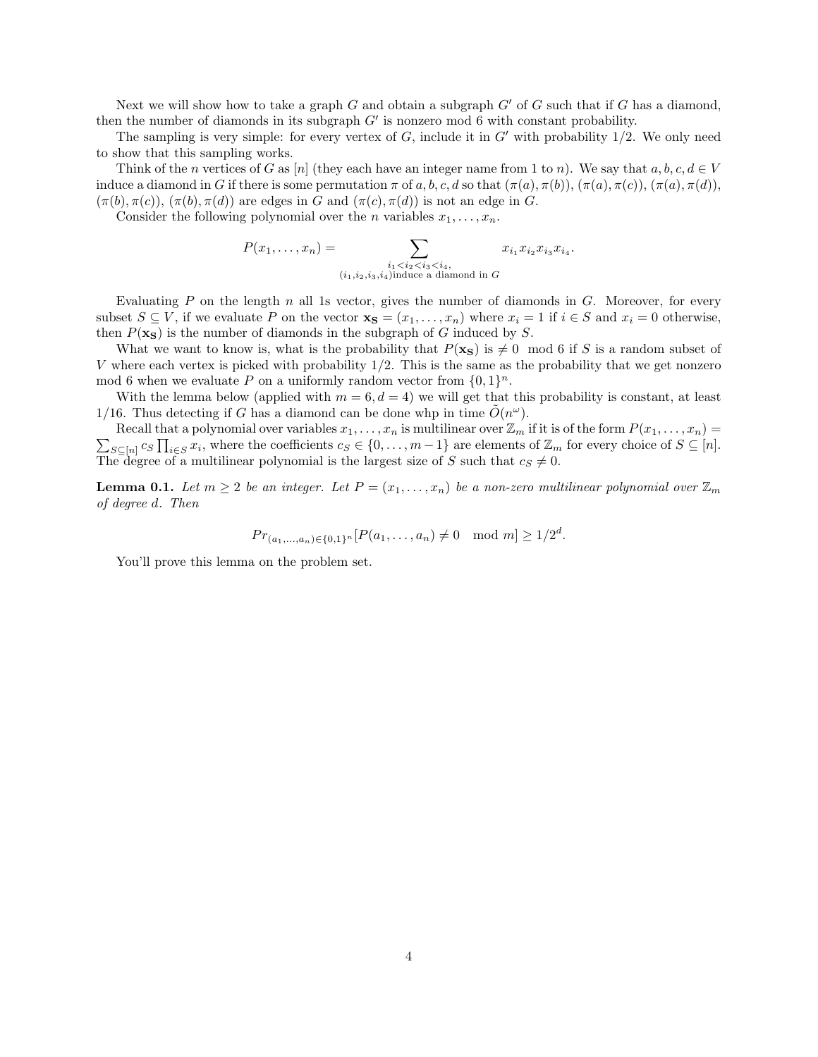Next we will show how to take a graph $G$ and obtain a subgraph $G'$ of $G$ such that if $G$ has a diamond, then the number of diamonds in its subgraph $G'$ is nonzero mod 6 with constant probability.

The sampling is very simple: for every vertex of $G$, include it in $G'$ with probability 1/2. We only need to show that this sampling works.

Think of the $n$ vertices of $G$ as $[n]$ (they each have an integer name from 1 to $n$). We say that $a, b, c, d \in V$ induce a diamond in $G$ if there is some permutation $\pi$ of $a, b, c, d$ so that $(\pi(a), \pi(b))$, $(\pi(a), \pi(c))$, $(\pi(a), \pi(d))$, $(\pi(b), \pi(c))$, $(\pi(b), \pi(d))$ are edges in $G$ and $(\pi(c), \pi(d))$ is not an edge in $G$.

Consider the following polynomial over the $n$ variables $x_1, \ldots, x_n$.

$$P(x_1, \ldots, x_n) = \sum_{\substack{i_1 < i_2 < i_3 < i_4, \\ (i_1, i_2, i_3, i_4) \text{induce a diamond in } G}} x_{i_1} x_{i_2} x_{i_3} x_{i_4}.$$

Evaluating $P$ on the length $n$ all 1s vector, gives the number of diamonds in $G$. Moreover, for every subset $S \subseteq V$, if we evaluate $P$ on the vector $\mathbf{x_S} = (x_1, \ldots, x_n)$ where $x_i = 1$ if $i \in S$ and $x_i = 0$ otherwise, then $P(\mathbf{x_S})$ is the number of diamonds in the subgraph of $G$ induced by $S$.

What we want to know is, what is the probability that $P(\mathbf{x_S})$ is $\neq 0 \mod 6$ if $S$ is a random subset of $V$ where each vertex is picked with probability 1/2. This is the same as the probability that we get nonzero mod 6 when we evaluate $P$ on a uniformly random vector from $\{0,1\}^n$.

With the lemma below (applied with $m = 6, d = 4$) we will get that this probability is constant, at least 1/16. Thus detecting if $G$ has a diamond can be done whp in time $\tilde{O}(n^\omega)$.

Recall that a polynomial over variables $x_1, \ldots, x_n$ is multilinear over $\mathbb{Z}_m$ if it is of the form $P(x_1, \ldots, x_n) = \sum_{S \subseteq [n]} c_S \prod_{i \in S} x_i$, where the coefficients $c_S \in \{0, \ldots, m-1\}$ are elements of $\mathbb{Z}_m$ for every choice of $S \subseteq [n]$. The degree of a multilinear polynomial is the largest size of $S$ such that $c_S \neq 0$.

**Lemma 0.1.** *Let $m \geq 2$ be an integer. Let $P = (x_1, \ldots, x_n)$ be a non-zero multilinear polynomial over $\mathbb{Z}_m$ of degree $d$. Then*

$$Pr_{(a_1, \ldots, a_n) \in \{0,1\}^n}[P(a_1, \ldots, a_n) \neq 0 \mod m] \geq 1/2^d.$$

You'll prove this lemma on the problem set.